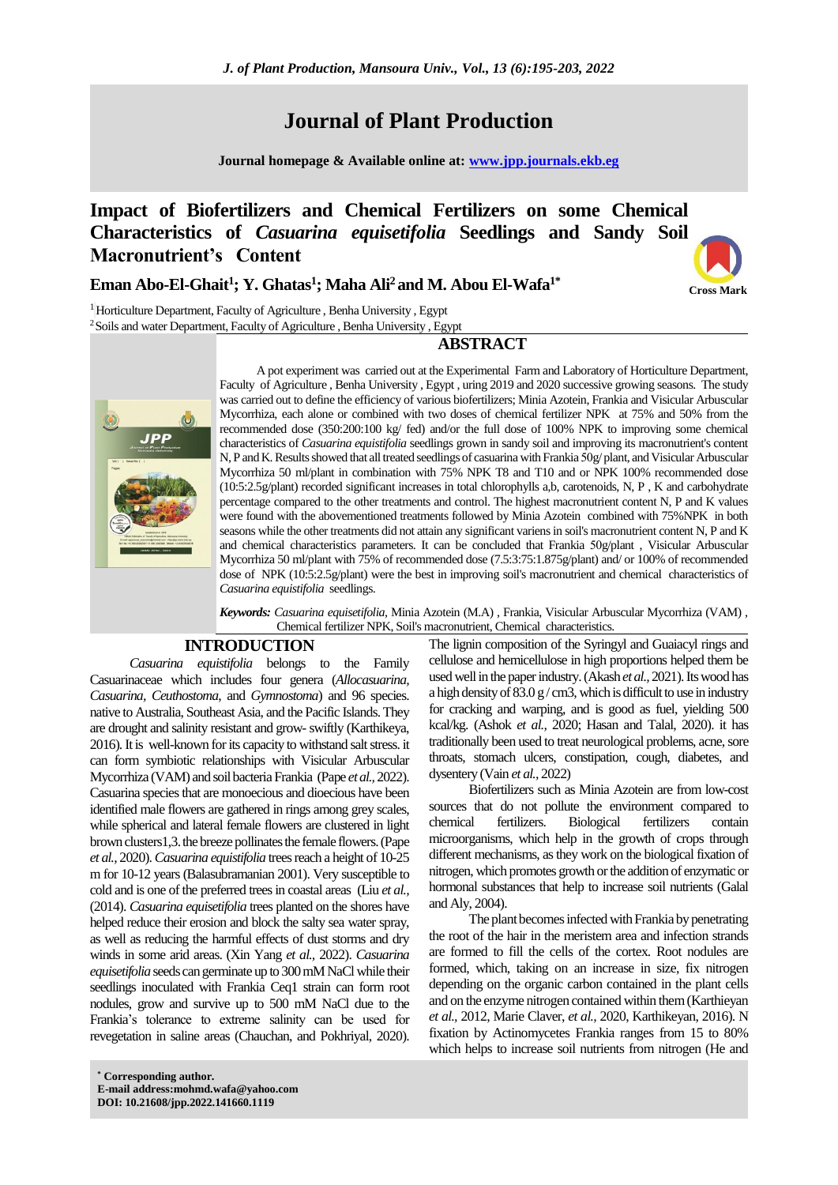# Journal of Plant Production

**Journal homepage & Available online at: www.jpp.journals.ekb.eg**

## Impact of Biofertilizers and Chemical Fertilizers on some Chemical Characteristics of *Casuarina equisetifolia* Seedlings and Sandy Soil Macronutrient's Content

**Eman Abo-El-Ghait[1]; Y. Ghatas[1]; Maha Ali[2] and M. Abou El-Wafa[1*]**

[1] Horticulture Department, Faculty of Agriculture , Benha University , Egypt
[2] Soils and water Department, Faculty of Agriculture , Benha University , Egypt

## ABSTRACT

A pot experiment was carried out at the Experimental Farm and Laboratory of Horticulture Department, Faculty of Agriculture , Benha University , Egypt , uring 2019 and 2020 successive growing seasons. The study was carried out to define the efficiency of various biofertilizers; Minia Azotein, Frankia and Visicular Arbuscular Mycorrhiza, each alone or combined with two doses of chemical fertilizer NPK at 75% and 50% from the recommended dose (350:200:100 kg/ fed) and/or the full dose of 100% NPK to improving some chemical characteristics of *Casuarina equistifolia* seedlings grown in sandy soil and improving its macronutrient's content N, P and K. Results showed that all treated seedlings of casuarina with Frankia 50g/ plant, and Visicular Arbuscular Mycorrhiza 50 ml/plant in combination with 75% NPK T8 and T10 and or NPK 100% recommended dose (10:5:2.5g/plant) recorded significant increases in total chlorophylls a,b, carotenoids, N, P , K and carbohydrate percentage compared to the other treatments and control. The highest macronutrient content N, P and K values were found with the abovementioned treatments followed by Minia Azotein combined with 75%NPK in both seasons while the other treatments did not attain any significant variens in soil's macronutrient content N, P and K and chemical characteristics parameters. It can be concluded that Frankia 50g/plant , Visicular Arbuscular Mycorrhiza 50 ml/plant with 75% of recommended dose (7.5:3:75:1.875g/plant) and/ or 100% of recommended dose of NPK (10:5:2.5g/plant) were the best in improving soil's macronutrient and chemical characteristics of *Casuarina equistifolia* seedlings.

***Keywords:*** *Casuarina equisetifolia*, Minia Azotein (M.A) , Frankia, Visicular Arbuscular Mycorrhiza (VAM) , Chemical fertilizer NPK, Soil's macronutrient, Chemical characteristics.

## INTRODUCTION

*Casuarina equistifolia* belongs to the Family Casuarinaceae which includes four genera (*Allocasuarina, Casuarina, Ceuthostoma*, and *Gymnostoma*) and 96 species. native to Australia, Southeast Asia, and the Pacific Islands. They are drought and salinity resistant and grow- swiftly (Karthikeya, 2016). It is well-known for its capacity to withstand salt stress. it can form symbiotic relationships with Visicular Arbuscular Mycorrhiza (VAM) and soil bacteria Frankia (Pape *et al.*, 2022). Casuarina species that are monoecious and dioecious have been identified male flowers are gathered in rings among grey scales, while spherical and lateral female flowers are clustered in light brown clusters1,3. the breeze pollinates the female flowers. (Pape *et al.*, 2020). *Casuarina equistifolia* trees reach a height of 10-25 m for 10-12 years (Balasubramanian 2001). Very susceptible to cold and is one of the preferred trees in coastal areas (Liu *et al.*, (2014). *Casuarina equisetifolia* trees planted on the shores have helped reduce their erosion and block the salty sea water spray, as well as reducing the harmful effects of dust storms and dry winds in some arid areas. (Xin Yang *et al.*, 2022). *Casuarina equisetifolia* seeds can germinate up to 300 mM NaCl while their seedlings inoculated with Frankia Ceq1 strain can form root nodules, grow and survive up to 500 mM NaCl due to the Frankia's tolerance to extreme salinity can be used for revegetation in saline areas (Chauchan, and Pokhriyal, 2020).

The lignin composition of the Syringyl and Guaiacyl rings and cellulose and hemicellulose in high proportions helped them be used well in the paper industry. (Akash *et al.*, 2021). Its wood has a high density of 83.0 g / cm3, which is difficult to use in industry for cracking and warping, and is good as fuel, yielding 500 kcal/kg. (Ashok *et al.*, 2020; Hasan and Talal, 2020). it has traditionally been used to treat neurological problems, acne, sore throats, stomach ulcers, constipation, cough, diabetes, and dysentery (Vain *et al.*, 2022)

Biofertilizers such as Minia Azotein are from low-cost sources that do not pollute the environment compared to chemical fertilizers. Biological fertilizers contain microorganisms, which help in the growth of crops through different mechanisms, as they work on the biological fixation of nitrogen, which promotes growth or the addition of enzymatic or hormonal substances that help to increase soil nutrients (Galal and Aly, 2004).

The plant becomes infected with Frankia by penetrating the root of the hair in the meristem area and infection strands are formed to fill the cells of the cortex. Root nodules are formed, which, taking on an increase in size, fix nitrogen depending on the organic carbon contained in the plant cells and on the enzyme nitrogen contained within them (Karthieyan *et al.*, 2012, Marie Claver, *et al.*, 2020, Karthikeyan, 2016). N fixation by Actinomycetes Frankia ranges from 15 to 80% which helps to increase soil nutrients from nitrogen (He and

\* **Corresponding author.**
**E-mail address:mohmd.wafa@yahoo.com**
**DOI: 10.21608/jpp.2022.141660.1119**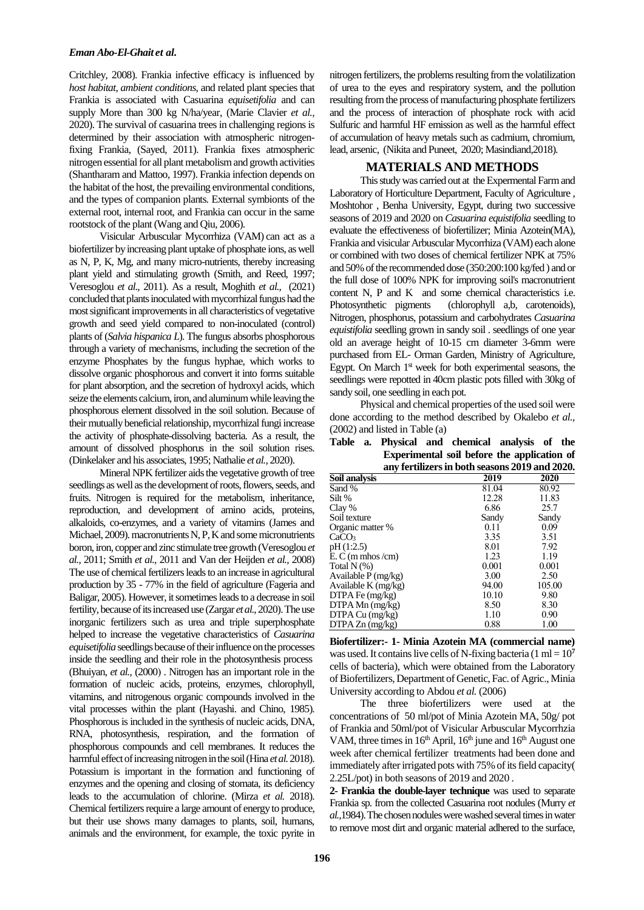Critchley, 2008). Frankia infective efficacy is influenced by *host habitat, ambient conditions*, and related plant species that Frankia is associated with Casuarina *equisetifolia* and can supply More than 300 kg N/ha/year, (Marie Clavier *et al.,* 2020). The survival of casuarina trees in challenging regions is determined by their association with atmospheric nitrogen-fixing Frankia, (Sayed, 2011). Frankia fixes atmospheric nitrogen essential for all plant metabolism and growth activities (Shantharam and Mattoo, 1997). Frankia infection depends on the habitat of the host, the prevailing environmental conditions, and the types of companion plants. External symbionts of the external root, internal root, and Frankia can occur in the same rootstock of the plant (Wang and Qiu, 2006).

Visicular Arbuscular Mycorrhiza (VAM) can act as a biofertilizer by increasing plant uptake of phosphate ions, as well as N, P, K, Mg, and many micro-nutrients, thereby increasing plant yield and stimulating growth (Smith, and Reed, 1997; Veresoglou *et al.,* 2011). As a result, Moghith *et al.,* (2021) concluded that plants inoculated with mycorrhizal fungus had the most significant improvements in all characteristics of vegetative growth and seed yield compared to non-inoculated (control) plants of (*Salvia hispanica L*). The fungus absorbs phosphorous through a variety of mechanisms, including the secretion of the enzyme Phosphates by the fungus hyphae, which works to dissolve organic phosphorous and convert it into forms suitable for plant absorption, and the secretion of hydroxyl acids, which seize the elements calcium, iron, and aluminum while leaving the phosphorous element dissolved in the soil solution. Because of their mutually beneficial relationship, mycorrhizal fungi increase the activity of phosphate-dissolving bacteria. As a result, the amount of dissolved phosphorus in the soil solution rises. (Dinkelaker and his associates, 1995; Nathalie *et al.,* 2020).

Mineral NPK fertilizer aids the vegetative growth of tree seedlings as well as the development of roots, flowers, seeds, and fruits. Nitrogen is required for the metabolism, inheritance, reproduction, and development of amino acids, proteins, alkaloids, co-enzymes, and a variety of vitamins (James and Michael, 2009). macronutrients N, P, K and some micronutrients boron, iron, copper and zinc stimulate tree growth (Veresoglou *et al.,* 2011; Smith *et al.,* 2011 and Van der Heijden *et al.,* 2008) The use of chemical fertilizers leads to an increase in agricultural production by 35 - 77% in the field of agriculture (Fageria and Baligar, 2005). However, it sometimes leads to a decrease in soil fertility, because of its increased use (Zargar *et al.,* 2020). The use inorganic fertilizers such as urea and triple superphosphate helped to increase the vegetative characteristics of *Casuarina equisetifolia* seedlings because of their influence on the processes inside the seedling and their role in the photosynthesis process (Bhuiyan, *et al.,* (2000) . Nitrogen has an important role in the formation of nucleic acids, proteins, enzymes, chlorophyll, vitamins, and nitrogenous organic compounds involved in the vital processes within the plant (Hayashi. and Chino, 1985). Phosphorous is included in the synthesis of nucleic acids, DNA, RNA, photosynthesis, respiration, and the formation of phosphorous compounds and cell membranes. It reduces the harmful effect of increasing nitrogen in the soil (Hina *et al.* 2018). Potassium is important in the formation and functioning of enzymes and the opening and closing of stomata, its deficiency leads to the accumulation of chlorine. (Mirza *et al.* 2018). Chemical fertilizers require a large amount of energy to produce, but their use shows many damages to plants, soil, humans, animals and the environment, for example, the toxic pyrite in nitrogen fertilizers, the problems resulting from the volatilization of urea to the eyes and respiratory system, and the pollution resulting from the process of manufacturing phosphate fertilizers and the process of interaction of phosphate rock with acid Sulfuric and harmful HF emission as well as the harmful effect of accumulation of heavy metals such as cadmium, chromium, lead, arsenic, (Nikita and Puneet, 2020; Masindiand,2018).

## MATERIALS AND METHODS

This study was carried out at the Expermental Farm and Laboratory of Horticulture Department, Faculty of Agriculture , Moshtohor , Benha University, Egypt, during two successive seasons of 2019 and 2020 on *Casuarina equistifolia* seedling to evaluate the effectiveness of biofertilizer; Minia Azotein(MA), Frankia and visicular Arbuscular Mycorrhiza (VAM) each alone or combined with two doses of chemical fertilizer NPK at 75% and 50% of the recommended dose (350:200:100 kg/fed ) and or the full dose of 100% NPK for improving soil's macronutrient content N, P and K and some chemical characteristics i.e. Photosynthetic pigments (chlorophyll a,b, carotenoids), Nitrogen, phosphorus, potassium and carbohydrates *Casuarina equistifolia* seedling grown in sandy soil . seedlings of one year old an average height of 10-15 cm diameter 3-6mm were purchased from EL- Orman Garden, Ministry of Agriculture, Egypt. On March 1st week for both experimental seasons, the seedlings were repotted in 40cm plastic pots filled with 30kg of sandy soil, one seedling in each pot.

Physical and chemical properties of the used soil were done according to the method described by Okalebo *et al.,* (2002) and listed in Table (a)

**Table a. Physical and chemical analysis of the Experimental soil before the application of any fertilizers in both seasons 2019 and 2020.**

| Soil analysis | 2019 | 2020 |
|---|---|---|
| Sand % | 81.04 | 80.92 |
| Silt % | 12.28 | 11.83 |
| Clay % | 6.86 | 25.7 |
| Soil texture | Sandy | Sandy |
| Organic matter % | 0.11 | 0.09 |
| $CaCO_3$ | 3.35 | 3.51 |
| pH (1:2.5) | 8.01 | 7.92 |
| E. C (m mhos /cm) | 1.23 | 1.19 |
| Total N (%) | 0.001 | 0.001 |
| Available P (mg/kg) | 3.00 | 2.50 |
| Available K (mg/kg) | 94.00 | 105.00 |
| DTPA Fe (mg/kg) | 10.10 | 9.80 |
| DTPA Mn (mg/kg) | 8.50 | 8.30 |
| DTPA Cu (mg/kg) | 1.10 | 0.90 |
| DTPA Zn (mg/kg) | 0.88 | 1.00 |

**Biofertilizer:- 1- Minia Azotein MA (commercial name)** was used. It contains live cells of N-fixing bacteria (1 ml = $10^7$ cells of bacteria), which were obtained from the Laboratory of Biofertilizers, Department of Genetic, Fac. of Agric., Minia University according to Abdou *et al.* (2006)

The three biofertilizers were used at the concentrations of 50 ml/pot of Minia Azotein MA, 50g/ pot of Frankia and 50ml/pot of Visicular Arbuscular Mycorrhzia VAM, three times in 16th April, 16th june and 16th August one week after chemical fertilizer treatments had been done and immediately after irrigated pots with 75% of its field capacity( 2.25L/pot) in both seasons of 2019 and 2020 .

**2- Frankia the double-layer technique** was used to separate Frankia sp. from the collected Casuarina root nodules (Murry *et al.,*1984). The chosen nodules were washed several times in water to remove most dirt and organic material adhered to the surface,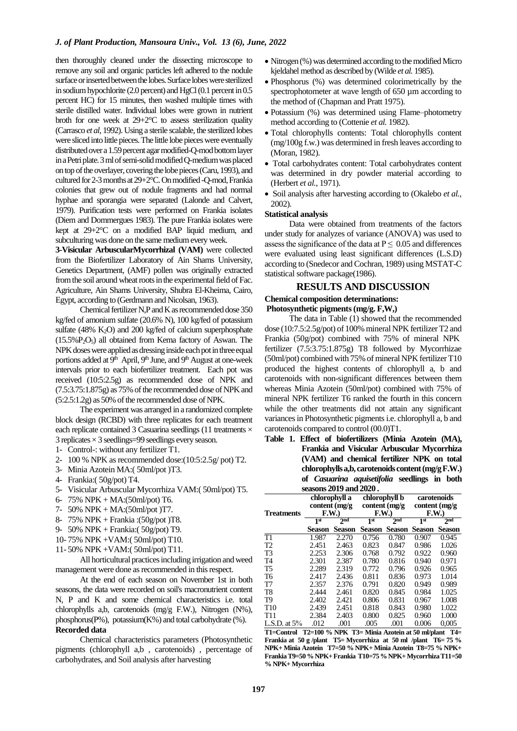then thoroughly cleaned under the dissecting microscope to remove any soil and organic particles left adhered to the nodule surface or inserted between the lobes. Surface lobes were sterilized in sodium hypochlorite (2.0 percent) and HgCl (0.1 percent in 0.5 percent HC) for 15 minutes, then washed multiple times with sterile distilled water. Individual lobes were grown in nutrient broth for one week at 29+2°C to assess sterilization quality (Carrasco *et al*, 1992). Using a sterile scalable, the sterilized lobes were sliced into little pieces. The little lobe pieces were eventually distributed over a 1.59 percent agar modified-Q-mod bottom layer in a Petri plate. 3 ml of semi-solid modified Q-medium was placed on top of the overlayer, covering the lobe pieces (Caru, 1993), and cultured for 2-3 months at 29+2°C. On modified -Q-mod, Frankia colonies that grew out of nodule fragments and had normal hyphae and sporangia were separated (Lalonde and Calvert, 1979). Purification tests were performed on Frankia isolates (Diem and Dommergues 1983). The pure Frankia isolates were kept at 29+2°C on a modified BAP liquid medium, and subculturing was done on the same medium every week.

**3-Visicular ArbuscularMycorrhizal (VAM)** were collected from the Biofertilizer Laboratory of Ain Shams University, Genetics Department, (AMF) pollen was originally extracted from the soil around wheat roots in the experimental field of Fac. Agriculture, Ain Shams University, Shubra El-Kheima, Cairo, Egypt, according to (Gerdmann and Nicolsan, 1963).

Chemical fertilizer N,P and K as recommended dose 350 kg/fed of amonium sulfate (20.6% N), 100 kg/fed of potassium sulfate (48% $K_2O$) and 200 kg/fed of calcium superphosphate (15.5%$P_2O_5$) all obtained from Kema factory of Aswan. The NPK doses were applied as dressing inside each pot in three equal portions added at 9th April, 9th June, and 9th August at one-week intervals prior to each biofertilizer treatment. Each pot was received (10:5:2.5g) as recommended dose of NPK and (7.5:3.75:1.875g) as 75% of the recommended dose of NPK and (5:2.5:1.2g) as 50% of the recommended dose of NPK.

The experiment was arranged in a randomized complete block design (RCBD) with three replicates for each treatment each replicate contained 3 Casuarina seedlings (11 treatments × 3 replicates × 3 seedlings=99 seedlings every season.

1- Control-: without any fertilizer T1.
2- 100 % NPK as recommended dose:(10:5:2.5g/ pot) T2.
3- Minia Azotein MA:( 50ml/pot )T3.
4- Frankia:( 50g/pot) T4.
5- Visicular Arbuscular Mycorrhiza VAM:( 50ml/pot) T5.
6- 75% NPK + MA:(50ml/pot) T6.
7- 50% NPK + MA:(50ml/pot )T7.
8- 75% NPK + Frankia :(50g/pot )T8.
9- 50% NPK + Frankia:( 50g/pot) T9.
10- 75% NPK +VAM:( 50ml/pot) T10.
11- 50% NPK +VAM:( 50ml/pot) T11.

All horticultural practices including irrigation and weed management were done as recommended in this respect.

At the end of each season on November 1st in both seasons, the data were recorded on soil's macronutrient content N, P and K and some chemical characteristics i.e. total chlorophylls a,b, carotenoids (mg/g F.W.), Nitrogen (N%), phosphorus(P%), potassium(K%) and total carbohydrate (%).

**Recorded data**

Chemical characteristics parameters (Photosynthetic pigments (chlorophyll a,b , carotenoids) , percentage of carbohydrates, and Soil analysis after harvesting

- Nitrogen (%) was determined according to the modified Micro kjeldahel method as described by (Wilde *et al.* 1985).
- Phosphorus (%) was determined colorimetrically by the spectrophotometer at wave length of 650 µm according to the method of (Chapman and Pratt 1975).
- Potassium (%) was determined using Flame–photometry method according to (Cottenie *et al.* 1982).
- Total chlorophylls contents: Total chlorophylls content (mg/100g f.w.) was determined in fresh leaves according to (Moran, 1982).
- Total carbohydrates content: Total carbohydrates content was determined in dry powder material according to (Herbert *et al.*, 1971).
- Soil analysis after harvesting according to (Okalebo *et al.*, 2002).

**Statistical analysis**

Data were obtained from treatments of the factors under study for analyzes of variance (ANOVA) was used to assess the significance of the data at $P \leq 0.05$ and differences were evaluated using least significant differences (L.S.D) according to (Snedecor and Cochran, 1989) using MSTAT-C statistical software package(1986).

## RESULTS AND DISCUSSION

**Chemical composition determinations:**

**Photosynthetic pigments (mg/g. F,W,)**

The data in Table (1) showed that the recommended dose (10:7.5:2.5g/pot) of 100% mineral NPK fertilizer T2 and Frankia (50g/pot) combined with 75% of mineral NPK fertilizer (7.5:3.75:1.875g) T8 followed by Mycorrhizae (50ml/pot) combined with 75% of mineral NPK fertilizer T10 produced the highest contents of chlorophyll a, b and carotenoids with non-significant differences between them whereas Minia Azotein (50ml/pot) combined with 75% of mineral NPK fertilizer T6 ranked the fourth in this concern while the other treatments did not attain any significant variances in Photosynthetic pigments i.e. chlorophyll a, b and carotenoids compared to control (00.0)T1.

**Table 1. Effect of biofertilizers (Minia Azotein (MA), Frankia and Visicular Arbuscular Mycorrhiza (VAM) and chemical fertilizer NPK on total chlorophylls a,b, carotenoids content (mg/g F.W.) of *Casuarina aquisetifolia* seedlings in both seasons 2019 and 2020 .**

| Treatments | chlorophyll a content (mg/g F.W.) | | chlorophyll b content (mg/g F.W.) | | carotenoids content (mg/g F.W.) | |
|---|---|---|---|---|---|---|
| | 1st Season | 2nd Season | 1st Season | 2nd Season | 1st Season | 2nd Season |
| T1 | 1.987 | 2.270 | 0.756 | 0.780 | 0.907 | 0.945 |
| T2 | 2.451 | 2.463 | 0.823 | 0.847 | 0.986 | 1.026 |
| T3 | 2.253 | 2.306 | 0.768 | 0.792 | 0.922 | 0.960 |
| T4 | 2.301 | 2.387 | 0.780 | 0.816 | 0.940 | 0.971 |
| T5 | 2.289 | 2.319 | 0.772 | 0.796 | 0.926 | 0.965 |
| T6 | 2.417 | 2.436 | 0.811 | 0.836 | 0.973 | 1.014 |
| T7 | 2.357 | 2.376 | 0.791 | 0.820 | 0.949 | 0.989 |
| T8 | 2.444 | 2.461 | 0.820 | 0.845 | 0.984 | 1.025 |
| T9 | 2.402 | 2.421 | 0.806 | 0.831 | 0.967 | 1.008 |
| T10 | 2.439 | 2.451 | 0.818 | 0.843 | 0.980 | 1.022 |
| T11 | 2.384 | 2.403 | 0.800 | 0.825 | 0.960 | 1.000 |
| L.S.D. at 5% | .012 | .001 | .005 | .001 | 0.006 | 0,005 |

**T1=Control T2=100 % NPK T3= Minia Azotein at 50 ml/plant T4= Frankia at 50 g /plant T5= Mycorrhiza at 50 ml /plant T6= 75 % NPK+ Minia Azotein T7=50 % NPK+ Minia Azotein T8=75 % NPK+ Frankia T9=50 % NPK+ Frankia T10=75 % NPK+ Mycorrhiza T11=50 % NPK+ Mycorrhiza**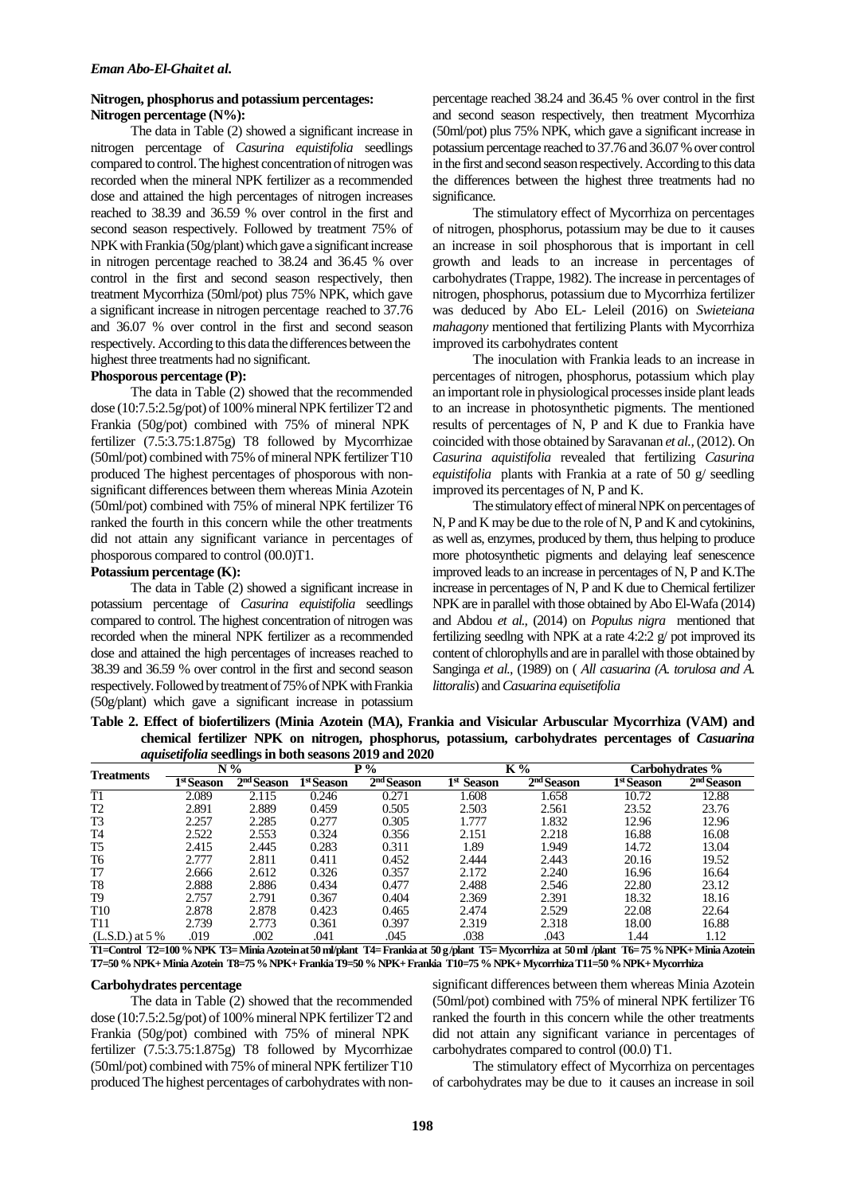### Nitrogen, phosphorus and potassium percentages:

**Nitrogen percentage (N%):**

The data in Table (2) showed a significant increase in nitrogen percentage of *Casurina equistifolia* seedlings compared to control. The highest concentration of nitrogen was recorded when the mineral NPK fertilizer as a recommended dose and attained the high percentages of nitrogen increases reached to 38.39 and 36.59 % over control in the first and second season respectively. Followed by treatment 75% of NPK with Frankia (50g/plant) which gave a significant increase in nitrogen percentage reached to 38.24 and 36.45 % over control in the first and second season respectively, then treatment Mycorrhiza (50ml/pot) plus 75% NPK, which gave a significant increase in nitrogen percentage reached to 37.76 and 36.07 % over control in the first and second season respectively. According to this data the differences between the highest three treatments had no significant.

**Phosporous percentage (P):**

The data in Table (2) showed that the recommended dose (10:7.5:2.5g/pot) of 100% mineral NPK fertilizer T2 and Frankia (50g/pot) combined with 75% of mineral NPK fertilizer (7.5:3.75:1.875g) T8 followed by Mycorrhizae (50ml/pot) combined with 75% of mineral NPK fertilizer T10 produced The highest percentages of phosporous with non-significant differences between them whereas Minia Azotein (50ml/pot) combined with 75% of mineral NPK fertilizer T6 ranked the fourth in this concern while the other treatments did not attain any significant variance in percentages of phosporous compared to control (00.0)T1.

**Potassium percentage (K):**

The data in Table (2) showed a significant increase in potassium percentage of *Casurina equistifolia* seedlings compared to control. The highest concentration of nitrogen was recorded when the mineral NPK fertilizer as a recommended dose and attained the high percentages of increases reached to 38.39 and 36.59 % over control in the first and second season respectively. Followed by treatment of 75% of NPK with Frankia (50g/plant) which gave a significant increase in potassium percentage reached 38.24 and 36.45 % over control in the first and second season respectively, then treatment Mycorrhiza (50ml/pot) plus 75% NPK, which gave a significant increase in potassium percentage reached to 37.76 and 36.07 % over control in the first and second season respectively. According to this data the differences between the highest three treatments had no significance.

The stimulatory effect of Mycorrhiza on percentages of nitrogen, phosphorus, potassium may be due to it causes an increase in soil phosphorous that is important in cell growth and leads to an increase in percentages of carbohydrates (Trappe, 1982). The increase in percentages of nitrogen, phosphorus, potassium due to Mycorrhiza fertilizer was deduced by Abo EL- Leleil (2016) on *Swieteiana mahagony* mentioned that fertilizing Plants with Mycorrhiza improved its carbohydrates content

The inoculation with Frankia leads to an increase in percentages of nitrogen, phosphorus, potassium which play an important role in physiological processes inside plant leads to an increase in photosynthetic pigments. The mentioned results of percentages of N, P and K due to Frankia have coincided with those obtained by Saravanan *et al.,* (2012). On *Casurina aquistifolia* revealed that fertilizing *Casurina equistifolia* plants with Frankia at a rate of 50 g/ seedling improved its percentages of N, P and K.

The stimulatory effect of mineral NPK on percentages of N, P and K may be due to the role of N, P and K and cytokinins, as well as, enzymes, produced by them, thus helping to produce more photosynthetic pigments and delaying leaf senescence improved leads to an increase in percentages of N, P and K.The increase in percentages of N, P and K due to Chemical fertilizer NPK are in parallel with those obtained by Abo El-Wafa (2014) and Abdou *et al.,* (2014) on *Populus nigra* mentioned that fertilizing seedlng with NPK at a rate 4:2:2 g/ pot improved its content of chlorophylls and are in parallel with those obtained by Sanginga *et al.,* (1989) on ( *All casuarina (A. torulosa and A. littoralis*) and *Casuarina equisetifolia*

**Table 2. Effect of biofertilizers (Minia Azotein (MA), Frankia and Visicular Arbuscular Mycorrhiza (VAM) and chemical fertilizer NPK on nitrogen, phosphorus, potassium, carbohydrates percentages of *Casuarina aquisetifolia* seedlings in both seasons 2019 and 2020**

| Treatments | N % | | P % | | K % | | Carbohydrates % | |
|---|---|---|---|---|---|---|---|---|
| | 1st Season | 2nd Season | 1st Season | 2nd Season | 1st Season | 2nd Season | 1st Season | 2nd Season |
| T1 | 2.089 | 2.115 | 0.246 | 0.271 | 1.608 | 1.658 | 10.72 | 12.88 |
| T2 | 2.891 | 2.889 | 0.459 | 0.505 | 2.503 | 2.561 | 23.52 | 23.76 |
| T3 | 2.257 | 2.285 | 0.277 | 0.305 | 1.777 | 1.832 | 12.96 | 12.96 |
| T4 | 2.522 | 2.553 | 0.324 | 0.356 | 2.151 | 2.218 | 16.88 | 16.08 |
| T5 | 2.415 | 2.445 | 0.283 | 0.311 | 1.89 | 1.949 | 14.72 | 13.04 |
| T6 | 2.777 | 2.811 | 0.411 | 0.452 | 2.444 | 2.443 | 20.16 | 19.52 |
| T7 | 2.666 | 2.612 | 0.326 | 0.357 | 2.172 | 2.240 | 16.96 | 16.64 |
| T8 | 2.888 | 2.886 | 0.434 | 0.477 | 2.488 | 2.546 | 22.80 | 23.12 |
| T9 | 2.757 | 2.791 | 0.367 | 0.404 | 2.369 | 2.391 | 18.32 | 18.16 |
| T10 | 2.878 | 2.878 | 0.423 | 0.465 | 2.474 | 2.529 | 22.08 | 22.64 |
| T11 | 2.739 | 2.773 | 0.361 | 0.397 | 2.319 | 2.318 | 18.00 | 16.88 |
| (L.S.D.) at 5 % | .019 | .002 | .041 | .045 | .038 | .043 | 1.44 | 1.12 |

**T1=Control T2=100 % NPK T3= Minia Azotein at 50 ml/plant T4= Frankia at 50 g /plant T5= Mycorrhiza at 50 ml /plant T6= 75 % NPK+ Minia Azotein T7=50 % NPK+ Minia Azotein T8=75 % NPK+ Frankia T9=50 % NPK+ Frankia T10=75 % NPK+ Mycorrhiza T11=50 % NPK+ Mycorrhiza**

**Carbohydrates percentage**

The data in Table (2) showed that the recommended dose (10:7.5:2.5g/pot) of 100% mineral NPK fertilizer T2 and Frankia (50g/pot) combined with 75% of mineral NPK fertilizer (7.5:3.75:1.875g) T8 followed by Mycorrhizae (50ml/pot) combined with 75% of mineral NPK fertilizer T10 produced The highest percentages of carbohydrates with non-significant differences between them whereas Minia Azotein (50ml/pot) combined with 75% of mineral NPK fertilizer T6 ranked the fourth in this concern while the other treatments did not attain any significant variance in percentages of carbohydrates compared to control (00.0) T1.

The stimulatory effect of Mycorrhiza on percentages of carbohydrates may be due to it causes an increase in soil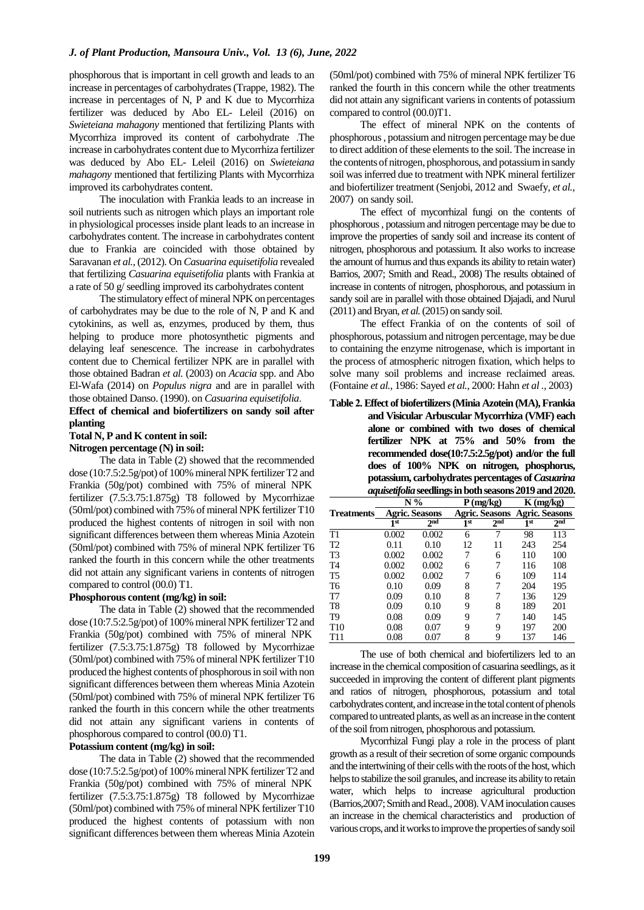phosphorous that is important in cell growth and leads to an increase in percentages of carbohydrates (Trappe, 1982). The increase in percentages of N, P and K due to Mycorrhiza fertilizer was deduced by Abo EL- Leleil (2016) on *Swieteiana mahagony* mentioned that fertilizing Plants with Mycorrhiza improved its content of carbohydrate .The increase in carbohydrates content due to Mycorrhiza fertilizer was deduced by Abo EL- Leleil (2016) on *Swieteiana mahagony* mentioned that fertilizing Plants with Mycorrhiza improved its carbohydrates content.

The inoculation with Frankia leads to an increase in soil nutrients such as nitrogen which plays an important role in physiological processes inside plant leads to an increase in carbohydrates content. The increase in carbohydrates content due to Frankia are coincided with those obtained by Saravanan *et al.,* (2012). On *Casuarina equisetifolia* revealed that fertilizing *Casuarina equisetifolia* plants with Frankia at a rate of 50 g/ seedling improved its carbohydrates content

The stimulatory effect of mineral NPK on percentages of carbohydrates may be due to the role of N, P and K and cytokinins, as well as, enzymes, produced by them, thus helping to produce more photosynthetic pigments and delaying leaf senescence. The increase in carbohydrates content due to Chemical fertilizer NPK are in parallel with those obtained Badran *et al.* (2003) on *Acacia* spp. and Abo El-Wafa (2014) on *Populus nigra* and are in parallel with those obtained Danso. (1990). on *Casuarina equisetifolia*.

**Effect of chemical and biofertilizers on sandy soil after planting**

**Total N, P and K content in soil:**

**Nitrogen percentage (N) in soil:**

The data in Table (2) showed that the recommended dose (10:7.5:2.5g/pot) of 100% mineral NPK fertilizer T2 and Frankia (50g/pot) combined with 75% of mineral NPK fertilizer (7.5:3.75:1.875g) T8 followed by Mycorrhizae (50ml/pot) combined with 75% of mineral NPK fertilizer T10 produced the highest contents of nitrogen in soil with non significant differences between them whereas Minia Azotein (50ml/pot) combined with 75% of mineral NPK fertilizer T6 ranked the fourth in this concern while the other treatments did not attain any significant variens in contents of nitrogen compared to control (00.0) T1.

**Phosphorous content (mg/kg) in soil:**

The data in Table (2) showed that the recommended dose (10:7.5:2.5g/pot) of 100% mineral NPK fertilizer T2 and Frankia (50g/pot) combined with 75% of mineral NPK fertilizer (7.5:3.75:1.875g) T8 followed by Mycorrhizae (50ml/pot) combined with 75% of mineral NPK fertilizer T10 produced the highest contents of phosphorous in soil with non significant differences between them whereas Minia Azotein (50ml/pot) combined with 75% of mineral NPK fertilizer T6 ranked the fourth in this concern while the other treatments did not attain any significant variens in contents of phosphorous compared to control (00.0) T1.

**Potassium content (mg/kg) in soil:**

The data in Table (2) showed that the recommended dose (10:7.5:2.5g/pot) of 100% mineral NPK fertilizer T2 and Frankia (50g/pot) combined with 75% of mineral NPK fertilizer (7.5:3.75:1.875g) T8 followed by Mycorrhizae (50ml/pot) combined with 75% of mineral NPK fertilizer T10 produced the highest contents of potassium with non significant differences between them whereas Minia Azotein (50ml/pot) combined with 75% of mineral NPK fertilizer T6 ranked the fourth in this concern while the other treatments did not attain any significant variens in contents of potassium compared to control (00.0)T1.

The effect of mineral NPK on the contents of phosphorous , potassium and nitrogen percentage may be due to direct addition of these elements to the soil. The increase in the contents of nitrogen, phosphorous, and potassium in sandy soil was inferred due to treatment with NPK mineral fertilizer and biofertilizer treatment (Senjobi, 2012 and Swaefy, *et al.*, 2007) on sandy soil.

The effect of mycorrhizal fungi on the contents of phosphorous , potassium and nitrogen percentage may be due to improve the properties of sandy soil and increase its content of nitrogen, phosphorous and potassium. It also works to increase the amount of humus and thus expands its ability to retain water) Barrios, 2007; Smith and Read., 2008) The results obtained of increase in contents of nitrogen, phosphorous, and potassium in sandy soil are in parallel with those obtained Djajadi, and Nurul (2011) and Bryan, *et al.* (2015) on sandy soil.

The effect Frankia of on the contents of soil of phosphorous, potassium and nitrogen percentage, may be due to containing the enzyme nitrogenase, which is important in the process of atmospheric nitrogen fixation, which helps to solve many soil problems and increase reclaimed areas. (Fontaine *et al.*, 1986: Sayed *et al.*, 2000: Hahn *et al .*, 2003)

**Table 2. Effect of biofertilizers (Minia Azotein (MA), Frankia and Visicular Arbuscular Mycorrhiza (VMF) each alone or combined with two doses of chemical fertilizer NPK at 75% and 50% from the recommended dose(10:7.5:2.5g/pot) and/or the full does of 100% NPK on nitrogen, phosphorus, potassium, carbohydrates percentages of *Casuarina aquisetifolia* seedlings in both seasons 2019 and 2020.**

| Treatments | N % | | P (mg/kg) | | K (mg/kg) | |
|---|---|---|---|---|---|---|
| | Agric. Seasons | | Agric. Seasons | | Agric. Seasons | |
| | 1st | 2nd | 1st | 2nd | 1st | 2nd |
| T1 | 0.002 | 0.002 | 6 | 7 | 98 | 113 |
| T2 | 0.11 | 0.10 | 12 | 11 | 243 | 254 |
| T3 | 0.002 | 0.002 | 7 | 6 | 110 | 100 |
| T4 | 0.002 | 0.002 | 6 | 7 | 116 | 108 |
| T5 | 0.002 | 0.002 | 7 | 6 | 109 | 114 |
| T6 | 0.10 | 0.09 | 8 | 7 | 204 | 195 |
| T7 | 0.09 | 0.10 | 8 | 7 | 136 | 129 |
| T8 | 0.09 | 0.10 | 9 | 8 | 189 | 201 |
| T9 | 0.08 | 0.09 | 9 | 7 | 140 | 145 |
| T10 | 0.08 | 0.07 | 9 | 9 | 197 | 200 |
| T11 | 0.08 | 0.07 | 8 | 9 | 137 | 146 |

The use of both chemical and biofertilizers led to an increase in the chemical composition of casuarina seedlings, as it succeeded in improving the content of different plant pigments and ratios of nitrogen, phosphorous, potassium and total carbohydrates content, and increase in the total content of phenols compared to untreated plants, as well as an increase in the content of the soil from nitrogen, phosphorous and potassium.

Mycorrhizal Fungi play a role in the process of plant growth as a result of their secretion of some organic compounds and the intertwining of their cells with the roots of the host, which helps to stabilize the soil granules, and increase its ability to retain water, which helps to increase agricultural production (Barrios,2007; Smith and Read., 2008). VAM inoculation causes an increase in the chemical characteristics and production of various crops, and it works to improve the properties of sandy soil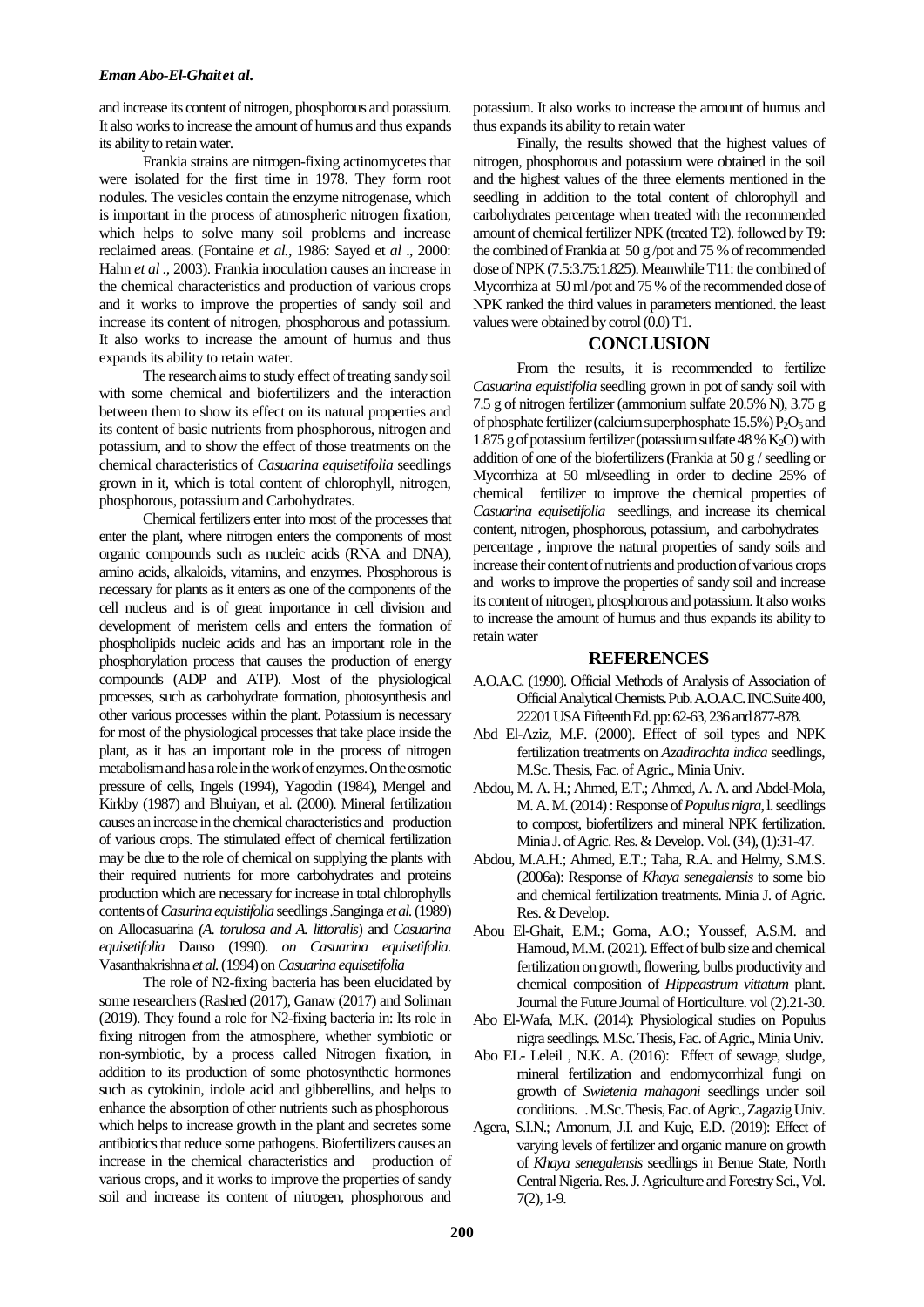and increase its content of nitrogen, phosphorous and potassium. It also works to increase the amount of humus and thus expands its ability to retain water.

Frankia strains are nitrogen-fixing actinomycetes that were isolated for the first time in 1978. They form root nodules. The vesicles contain the enzyme nitrogenase, which is important in the process of atmospheric nitrogen fixation, which helps to solve many soil problems and increase reclaimed areas. (Fontaine *et al.*, 1986: Sayed et *al* ., 2000: Hahn *et al* ., 2003). Frankia inoculation causes an increase in the chemical characteristics and production of various crops and it works to improve the properties of sandy soil and increase its content of nitrogen, phosphorous and potassium. It also works to increase the amount of humus and thus expands its ability to retain water.

The research aims to study effect of treating sandy soil with some chemical and biofertilizers and the interaction between them to show its effect on its natural properties and its content of basic nutrients from phosphorous, nitrogen and potassium, and to show the effect of those treatments on the chemical characteristics of *Casuarina equisetifolia* seedlings grown in it, which is total content of chlorophyll, nitrogen, phosphorous, potassium and Carbohydrates.

Chemical fertilizers enter into most of the processes that enter the plant, where nitrogen enters the components of most organic compounds such as nucleic acids (RNA and DNA), amino acids, alkaloids, vitamins, and enzymes. Phosphorous is necessary for plants as it enters as one of the components of the cell nucleus and is of great importance in cell division and development of meristem cells and enters the formation of phospholipids nucleic acids and has an important role in the phosphorylation process that causes the production of energy compounds (ADP and ATP). Most of the physiological processes, such as carbohydrate formation, photosynthesis and other various processes within the plant. Potassium is necessary for most of the physiological processes that take place inside the plant, as it has an important role in the process of nitrogen metabolism and has a role in the work of enzymes. On the osmotic pressure of cells, Ingels (1994), Yagodin (1984), Mengel and Kirkby (1987) and Bhuiyan, et al. (2000). Mineral fertilization causes an increase in the chemical characteristics and production of various crops. The stimulated effect of chemical fertilization may be due to the role of chemical on supplying the plants with their required nutrients for more carbohydrates and proteins production which are necessary for increase in total chlorophylls contents of *Casurina equistifolia* seedlings .Sanginga *et al.* (1989) on Allocasuarina *(A. torulosa and A. littoralis*) and *Casuarina equisetifolia* Danso (1990). *on Casuarina equisetifolia.* Vasanthakrishna *et al.* (1994) on *Casuarina equisetifolia*

The role of N2-fixing bacteria has been elucidated by some researchers (Rashed (2017), Ganaw (2017) and Soliman (2019). They found a role for N2-fixing bacteria in: Its role in fixing nitrogen from the atmosphere, whether symbiotic or non-symbiotic, by a process called Nitrogen fixation, in addition to its production of some photosynthetic hormones such as cytokinin, indole acid and gibberellins, and helps to enhance the absorption of other nutrients such as phosphorous which helps to increase growth in the plant and secretes some antibiotics that reduce some pathogens. Biofertilizers causes an increase in the chemical characteristics and production of various crops, and it works to improve the properties of sandy soil and increase its content of nitrogen, phosphorous and potassium. It also works to increase the amount of humus and thus expands its ability to retain water

Finally, the results showed that the highest values of nitrogen, phosphorous and potassium were obtained in the soil and the highest values of the three elements mentioned in the seedling in addition to the total content of chlorophyll and carbohydrates percentage when treated with the recommended amount of chemical fertilizer NPK (treated T2). followed by T9: the combined of Frankia at 50 g /pot and 75 % of recommended dose of NPK (7.5:3.75:1.825). Meanwhile T11: the combined of Mycorrhiza at 50 ml /pot and 75 % of the recommended dose of NPK ranked the third values in parameters mentioned. the least values were obtained by cotrol (0.0) T1.

## CONCLUSION

From the results, it is recommended to fertilize *Casuarina equistifolia* seedling grown in pot of sandy soil with 7.5 g of nitrogen fertilizer (ammonium sulfate 20.5% N), 3.75 g of phosphate fertilizer (calcium superphosphate 15.5%) $P_2O_5$ and 1.875 g of potassium fertilizer (potassium sulfate 48 % $K_2O$) with addition of one of the biofertilizers (Frankia at 50 g / seedling or Mycorrhiza at 50 ml/seedling in order to decline 25% of chemical fertilizer to improve the chemical properties of *Casuarina equisetifolia* seedlings, and increase its chemical content, nitrogen, phosphorous, potassium, and carbohydrates percentage , improve the natural properties of sandy soils and increase their content of nutrients and production of various crops and works to improve the properties of sandy soil and increase its content of nitrogen, phosphorous and potassium. It also works to increase the amount of humus and thus expands its ability to retain water

## REFERENCES

A.O.A.C. (1990). Official Methods of Analysis of Association of Official Analytical Chemists. Pub. A.O.A.C. INC.Suite 400, 22201 USA Fifteenth Ed. pp: 62-63, 236 and 877-878.

Abd El-Aziz, M.F. (2000). Effect of soil types and NPK fertilization treatments on *Azadirachta indica* seedlings, M.Sc. Thesis, Fac. of Agric., Minia Univ.

Abdou, M. A. H.; Ahmed, E.T.; Ahmed, A. A. and Abdel-Mola, M. A. M. (2014) : Response of *Populus nigra*, l. seedlings to compost, biofertilizers and mineral NPK fertilization. Minia J. of Agric. Res. & Develop. Vol. (34), (1):31-47.

Abdou, M.A.H.; Ahmed, E.T.; Taha, R.A. and Helmy, S.M.S. (2006a): Response of *Khaya senegalensis* to some bio and chemical fertilization treatments. Minia J. of Agric. Res. & Develop.

Abou El-Ghait, E.M.; Goma, A.O.; Youssef, A.S.M. and Hamoud, M.M. (2021). Effect of bulb size and chemical fertilization on growth, flowering, bulbs productivity and chemical composition of *Hippeastrum vittatum* plant. Journal the Future Journal of Horticulture. vol (2).21-30.

Abo El-Wafa, M.K. (2014): Physiological studies on Populus nigra seedlings. M.Sc. Thesis, Fac. of Agric., Minia Univ.

Abo EL- Leleil , N.K. A. (2016): Effect of sewage, sludge, mineral fertilization and endomycorrhizal fungi on growth of *Swietenia mahagoni* seedlings under soil conditions. . M.Sc. Thesis, Fac. of Agric., Zagazig Univ.

Agera, S.I.N.; Amonum, J.I. and Kuje, E.D. (2019): Effect of varying levels of fertilizer and organic manure on growth of *Khaya senegalensis* seedlings in Benue State, North Central Nigeria. Res. J. Agriculture and Forestry Sci., Vol. 7(2), 1-9.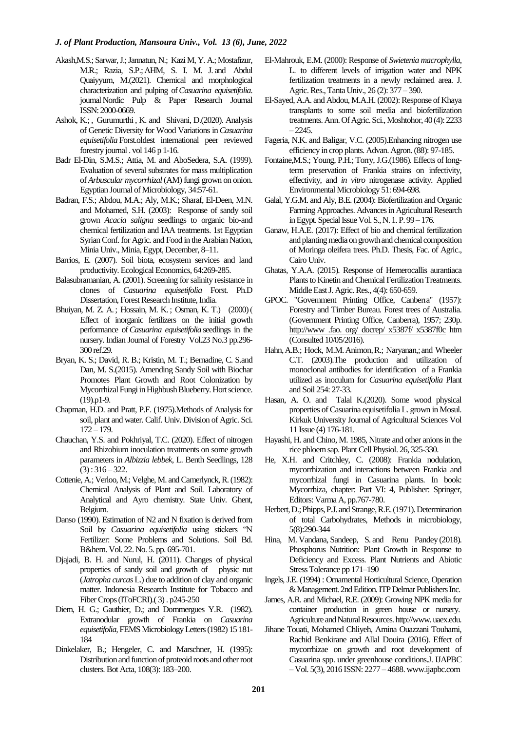Akash,M.S.; Sarwar, J.; Jannatun, N.; Kazi M, Y. A.; Mostafizur, M.R.; Razia, S.P.; AHM, S. I. M. J. and Abdul Quaiyyum, M.(2021). Chemical and morphological characterization and pulping of *Casuarina equisetifolia.* journal Nordic Pulp & Paper Research Journal ISSN: 2000-0669.

Ashok, K.; , Gurumurthi , K. and Shivani, D.(2020). Analysis of Genetic Diversity for Wood Variations in *Casuarina equisetifolia* Forst.oldest international peer reviewed forestry journal . vol 146 p 1-16.

Badr El-Din, S.M.S.; Attia, M. and AboSedera, S.A. (1999). Evaluation of several substrates for mass multiplication of *Arbuscular mycorrhizal* (AM) fungi grown on onion. Egyptian Journal of Microbiology, 34:57-61.

Badran, F.S.; Abdou, M.A.; Aly, M.K.; Sharaf, El-Deen, M.N. and Mohamed, S.H. (2003): Response of sandy soil grown *Acacia saligna* seedlings to organic bio-and chemical fertilization and IAA treatments. 1st Egyptian Syrian Conf. for Agric. and Food in the Arabian Nation, Minia Univ., Minia, Egypt, December, 8–11.

Barrios, E. (2007). Soil biota, ecosystem services and land productivity. Ecological Economics, 64:269-285.

Balasubramanian, A. (2001). Screening for salinity resistance in clones of *Casuarina equisetifolia* Forst. Ph.D Dissertation, Forest Research Institute, India.

Bhuiyan, M. Z. A. ; Hossain, M. K. ; Osman, K. T.) (2000) ( Effect of inorganic fertilizers on the initial growth performance of *Casuarina equisetifolia* seedlings in the nursery. Indian Journal of Forestry Vol.23 No.3 pp.296-300 ref.29.

Bryan, K. S.; David, R. B.; Kristin, M. T.; Bernadine, C. S.and Dan, M. S.(2015). Amending Sandy Soil with Biochar Promotes Plant Growth and Root Colonization by Mycorrhizal Fungi in Highbush Blueberry. Hort science. (19).p1-9.

Chapman, H.D. and Pratt, P.F. (1975).Methods of Analysis for soil, plant and water. Calif. Univ. Division of Agric. Sci. 172 – 179.

Chauchan, Y.S. and Pokhriyal, T.C. (2020). Effect of nitrogen and Rhizobium inoculation treatments on some growth parameters in *Albizzia lebbek*, L. Benth Seedlings, 128 (3) : 316 – 322.

Cottenie, A.; Verloo, M.; Velghe, M. and Camerlynck, R. (1982): Chemical Analysis of Plant and Soil. Laboratory of Analytical and Ayro chemistry. State Univ. Ghent, Belgium.

Danso (1990). Estimation of N2 and N fixation is derived from Soil by *Casuarina equisetifolia* using stickers "N Fertilizer: Some Problems and Solutions. Soil Bd. B&hem. Vol. 22. No. 5. pp. 695-701.

Djajadi, B. H. and Nurul, H. (2011). Changes of physical properties of sandy soil and growth of physic nut (*Jatropha curcas* L.) due to addition of clay and organic matter. Indonesia Research Institute for Tobacco and Fiber Crops (IToFCRI).( 3) . p245-250

Diem, H. G.; Gauthier, D.; and Dommergues Y.R. (1982). Extranodular growth of Frankia on *Casuarina equisetifolia*, FEMS Microbiology Letters (1982) 15 181-184

Dinkelaker, B.; Hengeler, C. and Marschner, H. (1995): Distribution and function of proteoid roots and other root clusters. Bot Acta, 108(3): 183–200.

El-Mahrouk, E.M. (2000): Response of *Swietenia macrophylla*, L. to different levels of irrigation water and NPK fertilization treatments in a newly reclaimed area. J. Agric. Res., Tanta Univ., 26 (2): 377 – 390.

El-Sayed, A.A. and Abdou, M.A.H. (2002): Response of Khaya transplants to some soil media and biofertilization treatments. Ann. Of Agric. Sci., Moshtohor, 40 (4): 2233 – 2245.

Fageria, N.K. and Baligar, V.C. (2005).Enhancing nitrogen use efficiency in crop plants. Advan. Agron. (88): 97-185.

Fontaine,M.S.; Young, P.H.; Torry, J.G.(1986). Effects of long-term preservation of Frankia strains on infectivity, effectivity, and *in vitro* nitrogenase activity. Applied Environmental Microbiology 51: 694-698.

Galal, Y.G.M. and Aly, B.E. (2004): Biofertilization and Organic Farming Approaches. Advances in Agricultural Research in Egypt. Special Issue Vol. S., N. 1. P. 99 – 176.

Ganaw, H.A.E. (2017): Effect of bio and chemical fertilization and planting media on growth and chemical composition of Moringa oleifera trees. Ph.D. Thesis, Fac. of Agric., Cairo Univ.

Ghatas, Y.A.A. (2015). Response of Hemerocallis aurantiaca Plants to Kinetin and Chemical Fertilization Treatments. Middle East J. Agric. Res., 4(4): 650-659.

GPOC. "Government Printing Office, Canberra" (1957): Forestry and Timber Bureau. Forest trees of Australia. (Government Printing Office, Canberra), 1957; 230p. http://www .fao. org/ docrep/ x5387f/ x5387f0c htm (Consulted 10/05/2016).

Hahn, A.B.; Hock, M.M. Animon, R.; Naryanan,; and Wheeler C.T. (2003).The production and utilization of monoclonal antibodies for identification of a Frankia utilized as inoculum for *Casuarina equisetifolia* Plant and Soil 254: 27-33.

Hasan, A. O. and Talal K.(2020). Some wood physical properties of Casuarina equisetifolia L. grown in Mosul. Kirkuk University Journal of Agricultural Sciences Vol 11 Issue (4) 176-181.

Hayashi, H. and Chino, M. 1985, Nitrate and other anions in the rice phloem sap. Plant Cell Physiol. 26, 325-330.

He, X.H. and Critchley, C. (2008): Frankia nodulation, mycorrhization and interactions between Frankia and mycorrhizal fungi in Casuarina plants. In book: Mycorrhiza, chapter: Part VI: 4, Publisher: Springer, Editors: Varma A, pp.767-780.

Herbert, D.; Phipps, P.J. and Strange, R.E. (1971). Determinarion of total Carbohydrates, Methods in microbiology, 5(8):290-344

Hina, M. Vandana, Sandeep, S. and Renu Pandey (2018). Phosphorus Nutrition: Plant Growth in Response to Deficiency and Excess. Plant Nutrients and Abiotic Stress Tolerance pp 171–190

Ingels, J.E. (1994) : Ornamental Horticultural Science, Operation & Management. 2nd Edition. ITP Delmar Publishers Inc.

James, A.R. and Michael, R.E. (2009): Growing NPK media for container production in green house or nursery. Agriculture and Natural Resources. http://www. uaex.edu.

Jihane Touati, Mohamed Chliyeh, Amina Ouazzani Touhami, Rachid Benkirane and Allal Douira (2016). Effect of mycorrhizae on growth and root development of Casuarina spp. under greenhouse conditions.J. IJAPBC – Vol. 5(3), 2016 ISSN: 2277 – 4688. www.ijapbc.com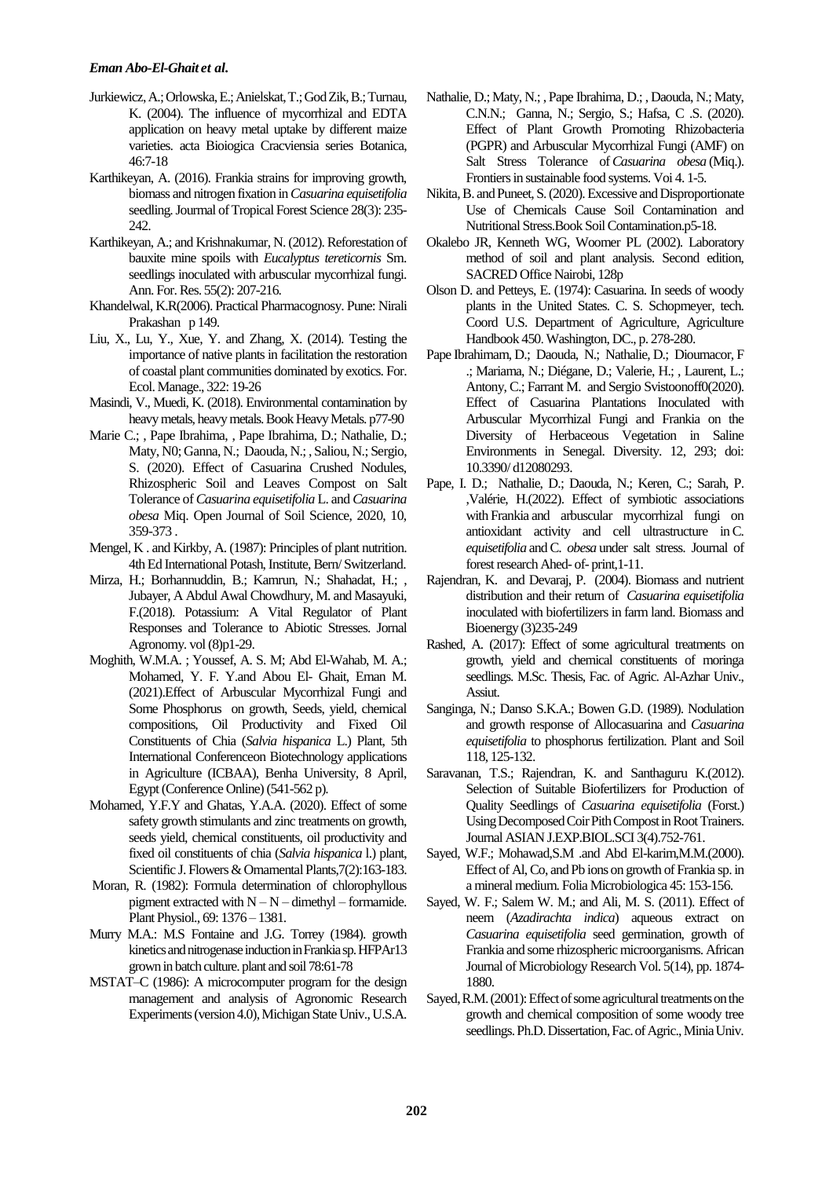Jurkiewicz, A.; Orlowska, E.; Anielskat, T.; God Zik, B.; Turnau, K. (2004). The influence of mycorrhizal and EDTA application on heavy metal uptake by different maize varieties. acta Bioiogica Cracviensia series Botanica, 46:7-18

Karthikeyan, A. (2016). Frankia strains for improving growth, biomass and nitrogen fixation in *Casuarina equisetifolia* seedling. Jourmal of Tropical Forest Science 28(3): 235-242.

Karthikeyan, A.; and Krishnakumar, N. (2012). Reforestation of bauxite mine spoils with *Eucalyptus tereticornis* Sm. seedlings inoculated with arbuscular mycorrhizal fungi. Ann. For. Res. 55(2): 207-216.

Khandelwal, K.R(2006). Practical Pharmacognosy. Pune: Nirali Prakashan p 149.

Liu, X., Lu, Y., Xue, Y. and Zhang, X. (2014). Testing the importance of native plants in facilitation the restoration of coastal plant communities dominated by exotics. For. Ecol. Manage., 322: 19-26

Masindi, V., Muedi, K. (2018). Environmental contamination by heavy metals, heavy metals. Book Heavy Metals. p77-90

Marie C.; , Pape Ibrahima, , Pape Ibrahima, D.; Nathalie, D.; Maty, N0; Ganna, N.; Daouda, N.; , Saliou, N.; Sergio, S. (2020). Effect of Casuarina Crushed Nodules, Rhizospheric Soil and Leaves Compost on Salt Tolerance of *Casuarina equisetifolia* L. and *Casuarina obesa* Miq. Open Journal of Soil Science, 2020, 10, 359-373 .

Mengel, K . and Kirkby, A. (1987): Principles of plant nutrition. 4th Ed International Potash, Institute, Bern/ Switzerland.

Mirza, H.; Borhannuddin, B.; Kamrun, N.; Shahadat, H.; , Jubayer, A Abdul Awal Chowdhury, M. and Masayuki, F.(2018). Potassium: A Vital Regulator of Plant Responses and Tolerance to Abiotic Stresses. Jornal Agronomy. vol (8)p1-29.

Moghith, W.M.A. ; Youssef, A. S. M; Abd El-Wahab, M. A.; Mohamed, Y. F. Y.and Abou El- Ghait, Eman M. (2021).Effect of Arbuscular Mycorrhizal Fungi and Some Phosphorus on growth, Seeds, yield, chemical compositions, Oil Productivity and Fixed Oil Constituents of Chia (*Salvia hispanica* L.) Plant, 5th International Conferenceon Biotechnology applications in Agriculture (ICBAA), Benha University, 8 April, Egypt (Conference Online) (541-562 p).

Mohamed, Y.F.Y and Ghatas, Y.A.A. (2020). Effect of some safety growth stimulants and zinc treatments on growth, seeds yield, chemical constituents, oil productivity and fixed oil constituents of chia (*Salvia hispanica* l.) plant, Scientific J. Flowers & Ornamental Plants,7(2):163-183.

Moran, R. (1982): Formula determination of chlorophyllous pigment extracted with N – N – dimethyl – formamide. Plant Physiol., 69: 1376 – 1381.

Murry M.A.: M.S Fontaine and J.G. Torrey (1984). growth kinetics and nitrogenase induction in Frankia sp. HFPAr13 grown in batch culture. plant and soil 78:61-78

MSTAT–C (1986): A microcomputer program for the design management and analysis of Agronomic Research Experiments (version 4.0), Michigan State Univ., U.S.A.

Nathalie, D.; Maty, N.; , Pape Ibrahima, D.; , Daouda, N.; Maty, C.N.N.; Ganna, N.; Sergio, S.; Hafsa, C .S. (2020). Effect of Plant Growth Promoting Rhizobacteria (PGPR) and Arbuscular Mycorrhizal Fungi (AMF) on Salt Stress Tolerance of *Casuarina obesa* (Miq.). Frontiers in sustainable food systems. Voi 4. 1-5.

Nikita, B. and Puneet, S. (2020). Excessive and Disproportionate Use of Chemicals Cause Soil Contamination and Nutritional Stress.Book Soil Contamination.p5-18.

Okalebo JR, Kenneth WG, Woomer PL (2002). Laboratory method of soil and plant analysis. Second edition, SACRED Office Nairobi, 128p

Olson D. and Petteys, E. (1974): Casuarina. In seeds of woody plants in the United States. C. S. Schopmeyer, tech. Coord U.S. Department of Agriculture, Agriculture Handbook 450. Washington, DC., p. 278-280.

Pape Ibrahimam, D.; Daouda, N.; Nathalie, D.; Dioumacor, F .; Mariama, N.; Diégane, D.; Valerie, H.; , Laurent, L.; Antony, C.; Farrant M. and Sergio Svistoonoff0(2020). Effect of Casuarina Plantations Inoculated with Arbuscular Mycorrhizal Fungi and Frankia on the Diversity of Herbaceous Vegetation in Saline Environments in Senegal. Diversity. 12, 293; doi: 10.3390/ d12080293.

Pape, I. D.; Nathalie, D.; Daouda, N.; Keren, C.; Sarah, P. ,Valérie, H.(2022). Effect of symbiotic associations with Frankia and arbuscular mycorrhizal fungi on antioxidant activity and cell ultrastructure in C. *equisetifolia* and C. *obesa* under salt stress. Journal of forest research Ahed- of- print,1-11.

Rajendran, K. and Devaraj, P. (2004). Biomass and nutrient distribution and their return of *Casuarina equisetifolia* inoculated with biofertilizers in farm land. Biomass and Bioenergy (3)235-249

Rashed, A. (2017): Effect of some agricultural treatments on growth, yield and chemical constituents of moringa seedlings. M.Sc. Thesis, Fac. of Agric. Al-Azhar Univ., Assiut.

Sanginga, N.; Danso S.K.A.; Bowen G.D. (1989). Nodulation and growth response of Allocasuarina and *Casuarina equisetifolia* to phosphorus fertilization. Plant and Soil 118, 125-132.

Saravanan, T.S.; Rajendran, K. and Santhaguru K.(2012). Selection of Suitable Biofertilizers for Production of Quality Seedlings of *Casuarina equisetifolia* (Forst.) Using Decomposed Coir Pith Compost in Root Trainers. Journal ASIAN J.EXP.BIOL.SCI 3(4).752-761.

Sayed, W.F.; Mohawad,S.M .and Abd El-karim,M.M.(2000). Effect of Al, Co, and Pb ions on growth of Frankia sp. in a mineral medium. Folia Microbiologica 45: 153-156.

Sayed, W. F.; Salem W. M.; and Ali, M. S. (2011). Effect of neem (*Azadirachta indica*) aqueous extract on *Casuarina equisetifolia* seed germination, growth of Frankia and some rhizospheric microorganisms. African Journal of Microbiology Research Vol. 5(14), pp. 1874-1880.

Sayed, R.M. (2001): Effect of some agricultural treatments on the growth and chemical composition of some woody tree seedlings. Ph.D. Dissertation, Fac. of Agric., Minia Univ.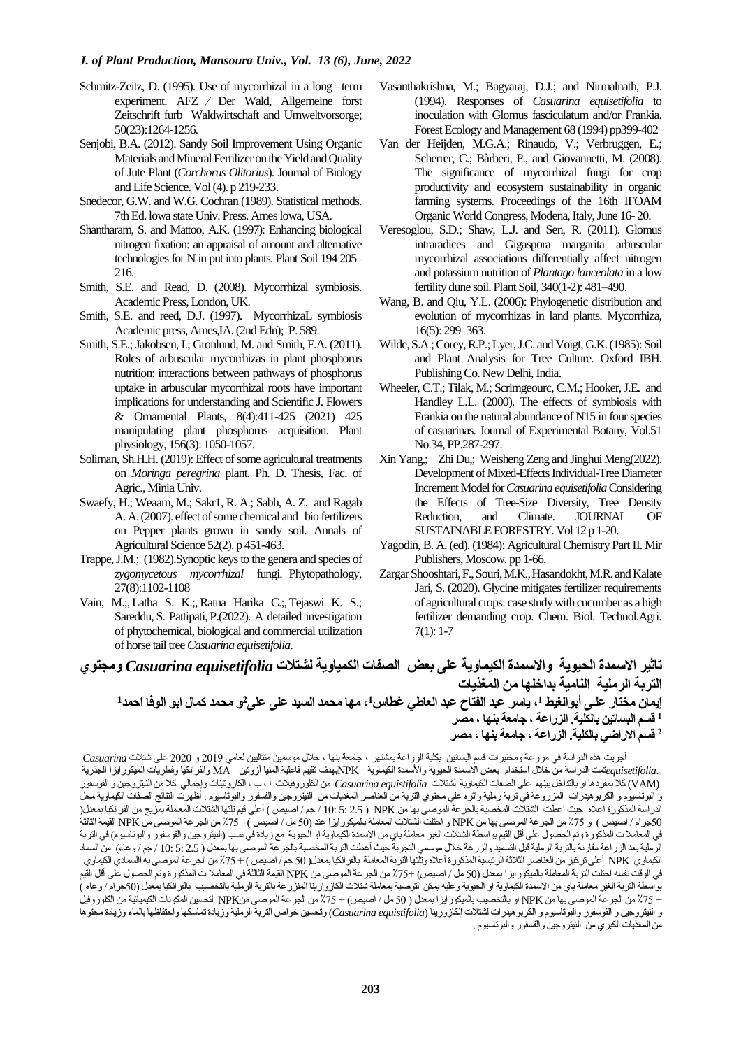Schmitz-Zeitz, D. (1995). Use of mycorrhizal in a long –term experiment. AFZ / Der Wald, Allgemeine forst Zeitschrift furb Waldwirtschaft and Umweltvorsorge; 50(23):1264-1256.

Senjobi, B.A. (2012). Sandy Soil Improvement Using Organic Materials and Mineral Fertilizer on the Yield and Quality of Jute Plant (*Corchorus Olitorius*). Journal of Biology and Life Science. Vol (4). p 219-233.

Snedecor, G.W. and W.G. Cochran (1989). Statistical methods. 7th Ed. lowa state Univ. Press. Ames lowa, USA.

Shantharam, S. and Mattoo, A.K. (1997): Enhancing biological nitrogen fixation: an appraisal of amount and alternative technologies for N in put into plants. Plant Soil 194 205–216.

Smith, S.E. and Read, D. (2008). Mycorrhizal symbiosis. Academic Press, London, UK.

Smith, S.E. and reed, D.J. (1997). MycorrhizaL symbiosis Academic press, Ames,IA. (2nd Edn); P. 589.

Smith, S.E.; Jakobsen, I.; Gronlund, M. and Smith, F.A. (2011). Roles of arbuscular mycorrhizas in plant phosphorus nutrition: interactions between pathways of phosphorus uptake in arbuscular mycorrhizal roots have important implications for understanding and Scientific J. Flowers & Ornamental Plants, 8(4):411-425 (2021) 425 manipulating plant phosphorus acquisition. Plant physiology, 156(3): 1050-1057.

Soliman, Sh.H.H. (2019): Effect of some agricultural treatments on *Moringa peregrina* plant. Ph. D. Thesis, Fac. of Agric., Minia Univ.

Swaefy, H.; Weaam, M.; Sakr1, R. A.; Sabh, A. Z. and Ragab A. A. (2007). effect of some chemical and bio fertilizers on Pepper plants grown in sandy soil. Annals of Agricultural Science 52(2). p 451-463.

Trappe, J.M.; (1982).Synoptic keys to the genera and species of *zygomycetous mycorrhizal* fungi. Phytopathology, 27(8):1102-1108

Vain, M.;, Latha S. K.;, Ratna Harika C.;, Tejaswi K. S.; Sareddu, S. Pattipati, P.(2022). A detailed investigation of phytochemical, biological and commercial utilization of horse tail tree *Casuarina equisetifolia.*

Vasanthakrishna, M.; Bagyaraj, D.J.; and Nirmalnath, P.J. (1994). Responses of *Casuarina equisetifolia* to inoculation with Glomus fasciculatum and/or Frankia. Forest Ecology and Management 68 (1994) pp399-402

Van der Heijden, M.G.A.; Rinaudo, V.; Verbruggen, E.; Scherrer, C.; Bàrberi, P., and Giovannetti, M. (2008). The significance of mycorrhizal fungi for crop productivity and ecosystem sustainability in organic farming systems. Proceedings of the 16th IFOAM Organic World Congress, Modena, Italy, June 16- 20.

Veresoglou, S.D.; Shaw, L.J. and Sen, R. (2011). Glomus intraradices and Gigaspora margarita arbuscular mycorrhizal associations differentially affect nitrogen and potassium nutrition of *Plantago lanceolata* in a low fertility dune soil. Plant Soil, 340(1-2): 481–490.

Wang, B. and Qiu, Y.L. (2006): Phylogenetic distribution and evolution of mycorrhizas in land plants. Mycorrhiza, 16(5): 299–363.

Wilde, S.A.; Corey, R.P.; Lyer, J.C. and Voigt, G.K. (1985): Soil and Plant Analysis for Tree Culture. Oxford IBH. Publishing Co. New Delhi, India.

Wheeler, C.T.; Tilak, M.; Scrimgeourc, C.M.; Hooker, J.E. and Handley L.L. (2000). The effects of symbiosis with Frankia on the natural abundance of N15 in four species of casuarinas. Journal of Experimental Botany, Vol.51 No.34, PP.287-297.

Xin Yang,; Zhi Du,; Weisheng Zeng and Jinghui Meng(2022). Development of Mixed-Effects Individual-Tree Diameter Increment Model for *Casuarina equisetifolia* Considering the Effects of Tree-Size Diversity, Tree Density Reduction, and Climate. JOURNAL OF SUSTAINABLE FORESTRY. Vol 12 p 1-20.

Yagodin, B. A. (ed). (1984): Agricultural Chemistry Part II. Mir Publishers, Moscow. pp 1-66.

Zargar Shooshtari, F., Souri, M.K., Hasandokht, M.R. and Kalate Jari, S. (2020). Glycine mitigates fertilizer requirements of agricultural crops: case study with cucumber as a high fertilizer demanding crop. Chem. Biol. Technol.Agri. 7(1): 1-7

# تاثير الاسمدة الحيوية والاسمدة الكيماوية على بعض الصفات الكمياوية لشتلات *Casuarina equisetifolia* ومجتوي التربة الرملية النامية بداخلها من المغذيات

**إيمان مختار على أبوالغيط [1]، ياسر عبد الفتاح عبد العاطي غطاس[1]، مها محمد السيد على على[2] و محمد كمال ابو الوفا احمد[1]**

[1] **قسم البساتين بالكلية. الزراعة ، جامعة بنها ، مصر**

[2] **قسم الاراضي بالكلية. الزراعة ، جامعة بنها ، مصر**

أجريت هذه الدراسة في مزرعة ومختبرات قسم البساتين بكلية الزراعة بمشتهر ، جامعة بنها ، خلال موسمين متتاليين لعامي 2019 و 2020 على شتلات *Casuarina equisetifolia*. تمت الدراسة من خلال استخدام بعض الاسمدة الحيوية والأسمدة الكيماوية NPKبهدف تقييم فاعلية المنيا أزوتين MA والفرانكيا وفطريات الميكورايزا الجذرية (VAM) كلا بمفردها او بالتداخل بينهم على الصفات الكيماوية لشتلات *Casuarina equistifolia* من الكلوروفيلات أ ، ب ، الكاروتينات وإجمالي كلا من النيتروجين و الفوسفور و البوتاسيوم و الكربوهيدرات المزروعة في تربة رملية واثره علي محتوي التربة من العناصر المغذيات من النيتروجين والفسفور والبوتاسيوم . أظهرت النتائج الصفات الكيماوية محل الدراسة المذكورة اعلاه حيث اعطت الشتلات المخصبة بالجرعة الموصى بها من NPK ( 2.5 :5 :10 / جم / اصيص ) أعلى قيم تلتها الشتلات المعاملة بمزيج من الفرانكيا بمعدل( 50جرام / اصيص ) و 75٪ من الجرعة الموصى بها من NPK و احتلت الشتلات المعاملة بالميكورايزا عند (50 مل / اصيص )+ 75٪ من الجرعة الموصى من NPK القيمة الثالثة في المعاملا ت المذكورة وتم الحصول على أقل القيم بواسطة الشتلات الغير معاملة باي من الاسمدة الكيماوية او الحيوية مع زيادة في نسب (النيتروجين والفوسفور والبوتاسيوم) في التربة الرملية بعد الزراعة مقارنة بالتربة الرملية قبل التسميد والزراعة خلال موسمي التجربة حيث أعطت التربة المخصبة بالجرعة الموصى بها بمعدل ( 2.5 :5 :10 / جم / وعاء) من السماد الكيماوي NPK أعلى تركيز من العناصر الثلاثة الرئيسية المذكورة أعلاه وتلتها التربة المعاملة بالفرانكيا بمعدل( 50 جم / اصيص ) + 75٪ من الجرعة الموصى به االسمادي الكيماوي في الوقت نفسه احتلت التربة المعاملة بالميكورايزا بمعدل (50 مل / اصيص) +75٪ من الجرعة الموصى من NPK القيمة الثالثة في المعاملا ت المذكورة وتم الحصول على أقل القيم بواسطة التربة الغير معاملة باي من الاسمدة الكيماوية او الحيوية وعليه يمكن التوصية بمعاملة شتلات الكازوارينا المنزرعة بالتربة الرملية بالتخصيب بالفرانكيا بمعدل (50جرام / وعاء ) + 75٪ من الجرعة الموصى بها من NPK او بالتخصيب بالميكورايزا بمعدل ( 50 مل / اصيص) + 75٪ من الجرعة الموصى منNPK لتحسين المكونات الكيميائية من الكلوروفيل و النيتروجين و الفوسفور والبوتاسيوم و الكربوهيدرات لشتلات الكازوارينا (*Casuarina equistifolia*) وتحسين خواص التربة الرملية وزيادة تماسكها واحتفاظها بالماء وزيادة محتوها من المغذيات الكبري من النيتروجين والفسفور والبوتاسيوم .